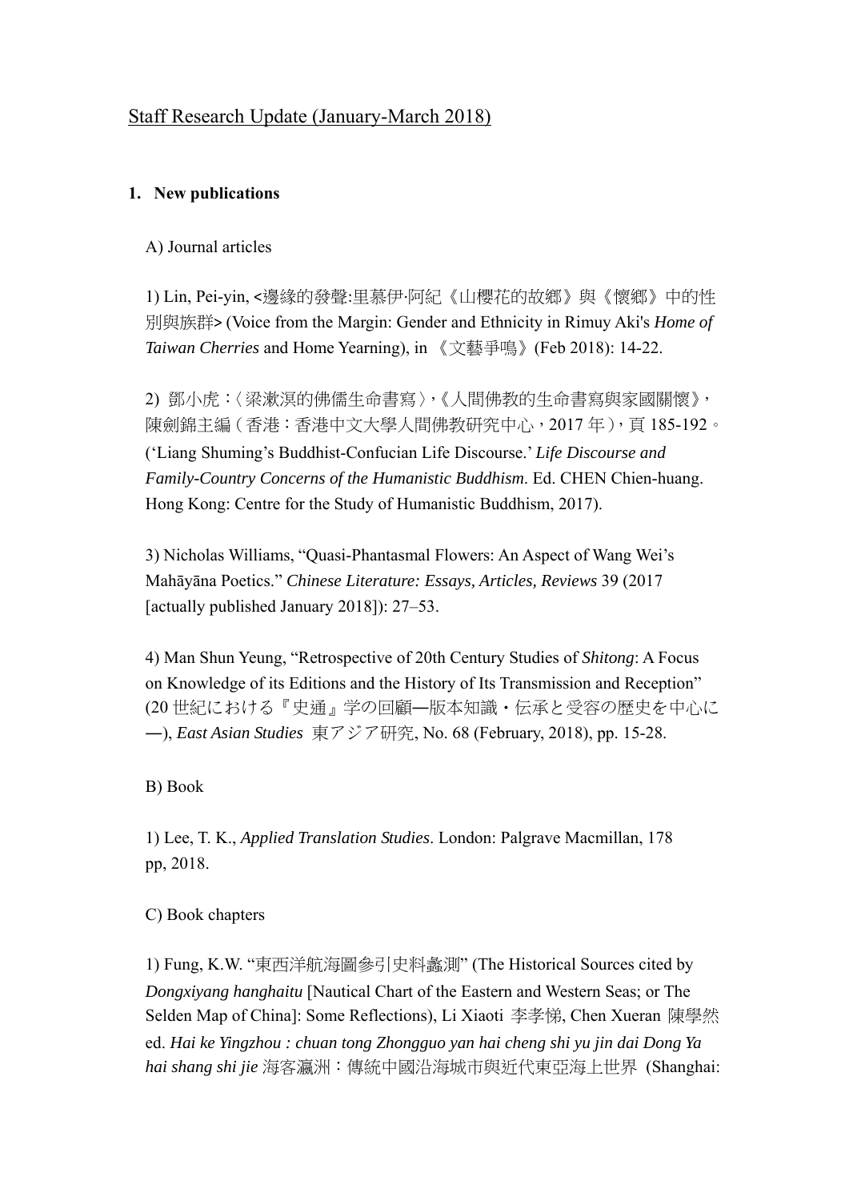Staff Research Update (January-March 2018)

**1. New publications**

A) Journal articles

1) Lin, Pei-yin, <邊緣的發聲:里慕伊·阿紀《山櫻花的故鄉》與《懷鄉》中的性別與族群> (Voice from the Margin: Gender and Ethnicity in Rimuy Aki's *Home of Taiwan Cherries* and Home Yearning), in 《文藝爭鳴》(Feb 2018): 14-22.

2) 鄧小虎：〈梁漱溟的佛儒生命書寫〉,《人間佛教的生命書寫與家國關懷》,陳劍鍠主編（香港：香港中文大學人間佛教研究中心，2017 年），頁 185-192。('Liang Shuming's Buddhist-Confucian Life Discourse.' *Life Discourse and Family-Country Concerns of the Humanistic Buddhism*. Ed. CHEN Chien-huang. Hong Kong: Centre for the Study of Humanistic Buddhism, 2017).

3) Nicholas Williams, "Quasi-Phantasmal Flowers: An Aspect of Wang Wei's Mahāyāna Poetics." *Chinese Literature: Essays, Articles, Reviews* 39 (2017 [actually published January 2018]): 27–53.

4) Man Shun Yeung, "Retrospective of 20th Century Studies of *Shitong*: A Focus on Knowledge of its Editions and the History of Its Transmission and Reception" (20 世紀における『史通』学の回顧―版本知識・伝承と受容の歴史を中心に―), *East Asian Studies* 東アジア研究, No. 68 (February, 2018), pp. 15-28.

B) Book

1) Lee, T. K., *Applied Translation Studies*. London: Palgrave Macmillan, 178 pp, 2018.

C) Book chapters

1) Fung, K.W. "東西洋航海圖參引史料蠡測" (The Historical Sources cited by *Dongxiyang hanghaitu* [Nautical Chart of the Eastern and Western Seas; or The Selden Map of China]: Some Reflections), Li Xiaoti 李孝悌, Chen Xueran 陳學然 ed. *Hai ke Yingzhou : chuan tong Zhongguo yan hai cheng shi yu jin dai Dong Ya hai shang shi jie* 海客瀛洲：傳統中國沿海城市與近代東亞海上世界 (Shanghai: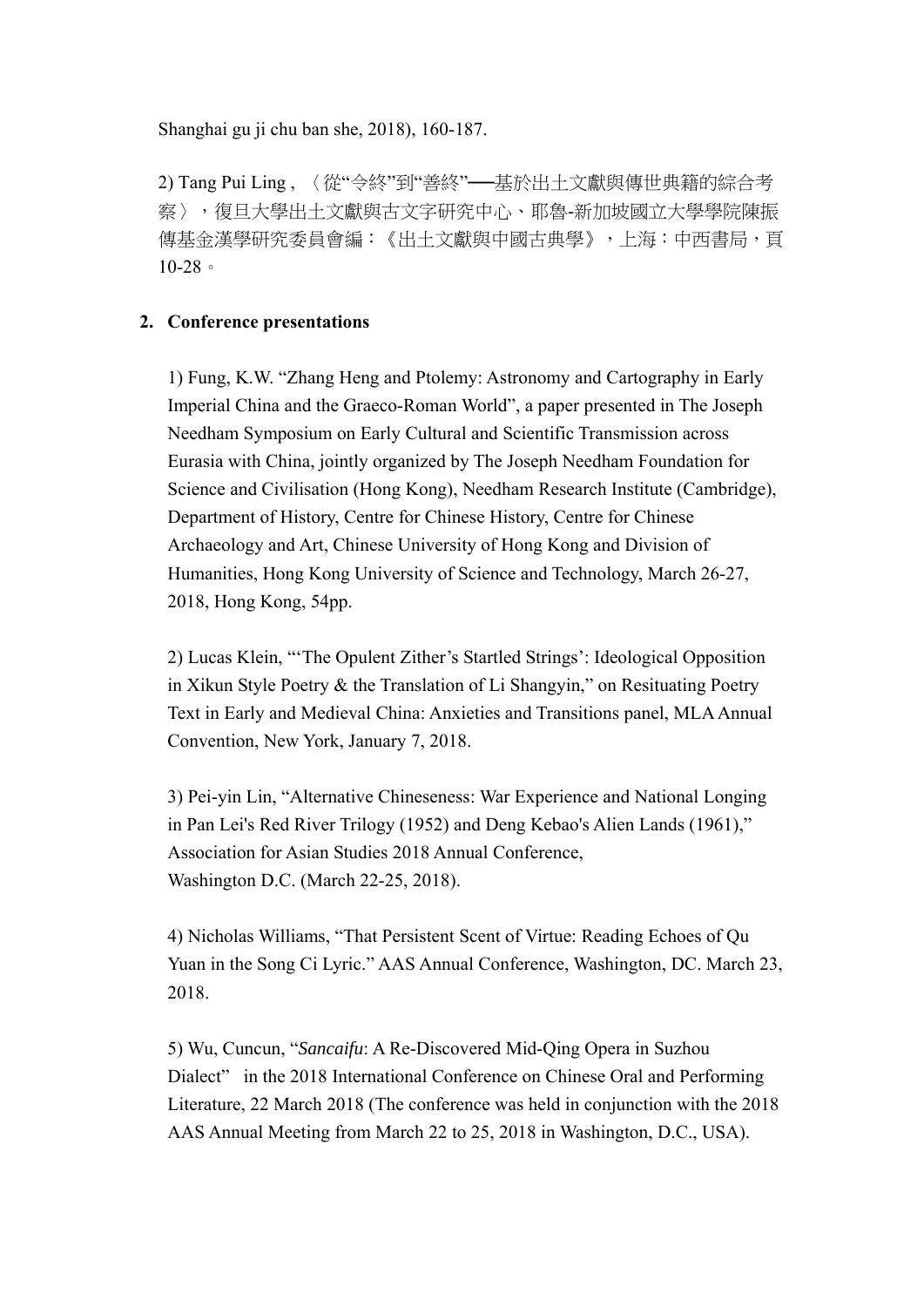Shanghai gu ji chu ban she, 2018), 160-187.

2) Tang Pui Ling , 〈從“令終”到“善終”──基於出土文獻與傳世典籍的綜合考察〉，復旦大學出土文獻與古文字研究中心、耶魯-新加坡國立大學學院陳振傳基金漢學研究委員會編：《出土文獻與中國古典學》，上海：中西書局，頁 10-28。

**2. Conference presentations**

1) Fung, K.W. “Zhang Heng and Ptolemy: Astronomy and Cartography in Early Imperial China and the Graeco-Roman World”, a paper presented in The Joseph Needham Symposium on Early Cultural and Scientific Transmission across Eurasia with China, jointly organized by The Joseph Needham Foundation for Science and Civilisation (Hong Kong), Needham Research Institute (Cambridge), Department of History, Centre for Chinese History, Centre for Chinese Archaeology and Art, Chinese University of Hong Kong and Division of Humanities, Hong Kong University of Science and Technology, March 26-27, 2018, Hong Kong, 54pp.

2) Lucas Klein, “‘The Opulent Zither’s Startled Strings’: Ideological Opposition in Xikun Style Poetry & the Translation of Li Shangyin,” on Resituating Poetry Text in Early and Medieval China: Anxieties and Transitions panel, MLA Annual Convention, New York, January 7, 2018.

3) Pei-yin Lin, “Alternative Chineseness: War Experience and National Longing in Pan Lei's Red River Trilogy (1952) and Deng Kebao's Alien Lands (1961),” Association for Asian Studies 2018 Annual Conference, Washington D.C. (March 22-25, 2018).

4) Nicholas Williams, “That Persistent Scent of Virtue: Reading Echoes of Qu Yuan in the Song Ci Lyric.” AAS Annual Conference, Washington, DC. March 23, 2018.

5) Wu, Cuncun, “*Sancaifu*: A Re-Discovered Mid-Qing Opera in Suzhou Dialect” in the 2018 International Conference on Chinese Oral and Performing Literature, 22 March 2018 (The conference was held in conjunction with the 2018 AAS Annual Meeting from March 22 to 25, 2018 in Washington, D.C., USA).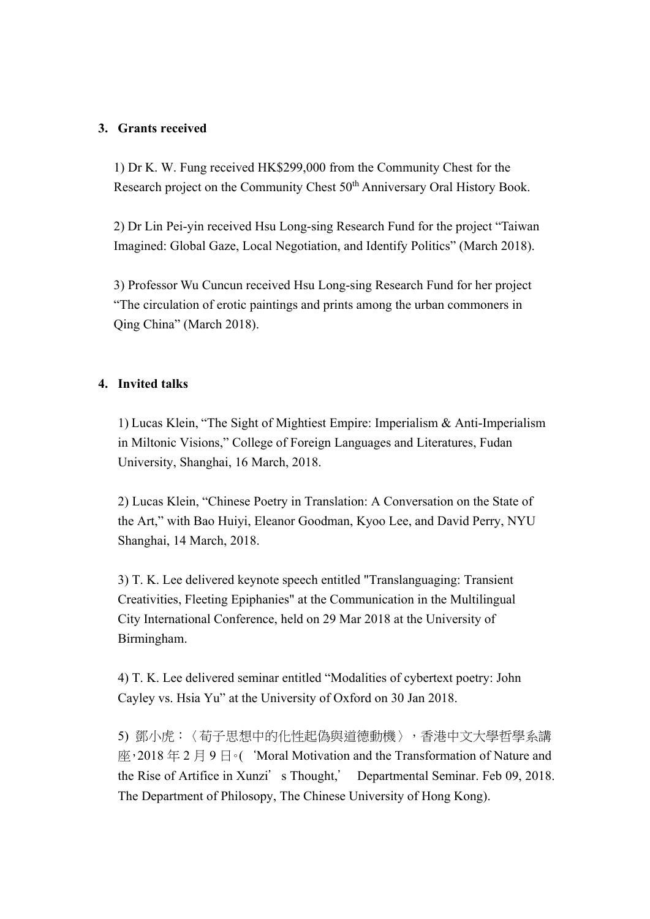### 3. Grants received

1) Dr K. W. Fung received HK$299,000 from the Community Chest for the Research project on the Community Chest 50th Anniversary Oral History Book.

2) Dr Lin Pei-yin received Hsu Long-sing Research Fund for the project "Taiwan Imagined: Global Gaze, Local Negotiation, and Identify Politics" (March 2018).

3) Professor Wu Cuncun received Hsu Long-sing Research Fund for her project "The circulation of erotic paintings and prints among the urban commoners in Qing China" (March 2018).

### 4. Invited talks

1) Lucas Klein, "The Sight of Mightiest Empire: Imperialism & Anti-Imperialism in Miltonic Visions," College of Foreign Languages and Literatures, Fudan University, Shanghai, 16 March, 2018.

2) Lucas Klein, "Chinese Poetry in Translation: A Conversation on the State of the Art," with Bao Huiyi, Eleanor Goodman, Kyoo Lee, and David Perry, NYU Shanghai, 14 March, 2018.

3) T. K. Lee delivered keynote speech entitled "Translanguaging: Transient Creativities, Fleeting Epiphanies" at the Communication in the Multilingual City International Conference, held on 29 Mar 2018 at the University of Birmingham.

4) T. K. Lee delivered seminar entitled "Modalities of cybertext poetry: John Cayley vs. Hsia Yu" at the University of Oxford on 30 Jan 2018.

5) 鄧小虎：〈荀子思想中的化性起偽與道德動機〉，香港中文大學哲學系講座，2018 年 2 月 9 日。(‘Moral Motivation and the Transformation of Nature and the Rise of Artifice in Xunzi’s Thought,’ Departmental Seminar. Feb 09, 2018. The Department of Philosopy, The Chinese University of Hong Kong).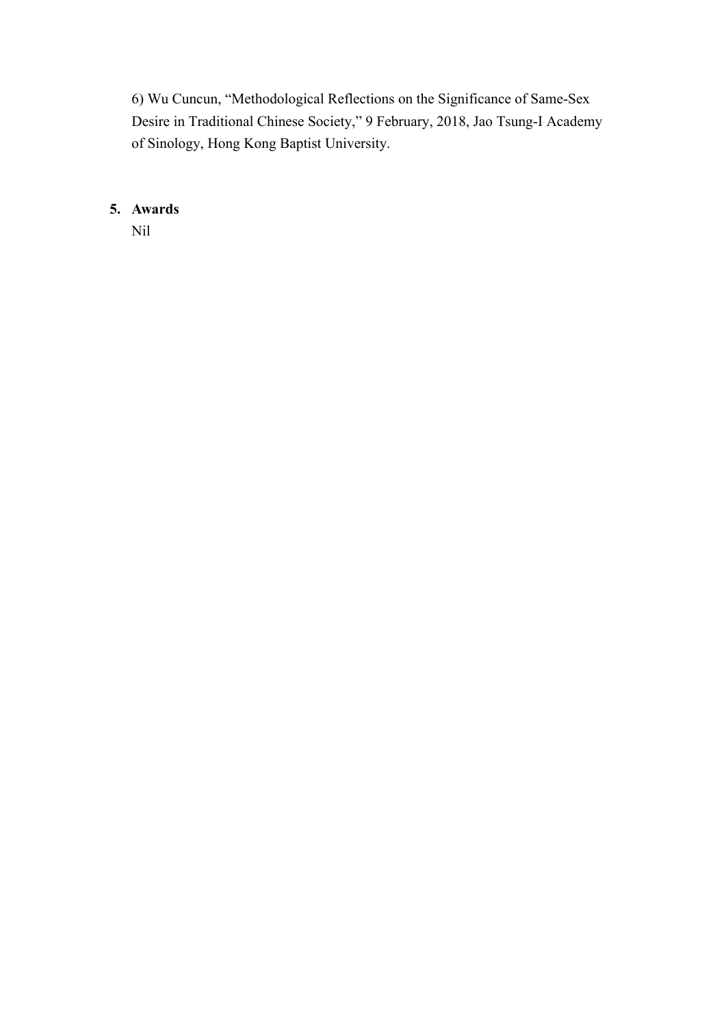6) Wu Cuncun, "Methodological Reflections on the Significance of Same-Sex Desire in Traditional Chinese Society," 9 February, 2018, Jao Tsung-I Academy of Sinology, Hong Kong Baptist University.

## 5. Awards

Nil